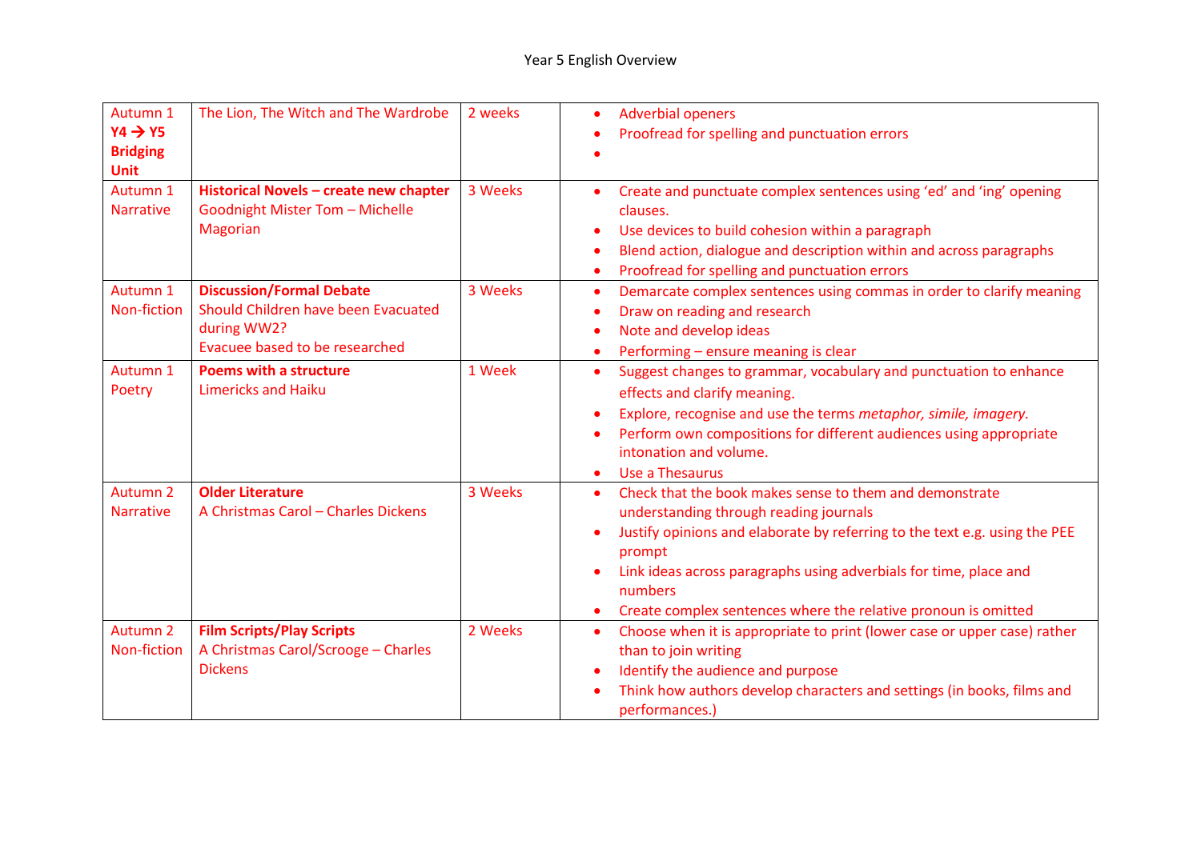# Year 5 English Overview

| | | | |
|---|---|---|---|
| Autumn 1 **Y4 → Y5 Bridging Unit** | The Lion, The Witch and The Wardrobe | 2 weeks | • Adverbial openers<br>• Proofread for spelling and punctuation errors<br>• |
| Autumn 1 Narrative | **Historical Novels – create new chapter**<br>Goodnight Mister Tom – Michelle Magorian | 3 Weeks | • Create and punctuate complex sentences using 'ed' and 'ing' opening clauses.<br>• Use devices to build cohesion within a paragraph<br>• Blend action, dialogue and description within and across paragraphs<br>• Proofread for spelling and punctuation errors |
| Autumn 1 Non-fiction | **Discussion/Formal Debate**<br>Should Children have been Evacuated during WW2?<br>Evacuee based to be researched | 3 Weeks | • Demarcate complex sentences using commas in order to clarify meaning<br>• Draw on reading and research<br>• Note and develop ideas<br>• Performing – ensure meaning is clear |
| Autumn 1 Poetry | **Poems with a structure**<br>Limericks and Haiku | 1 Week | • Suggest changes to grammar, vocabulary and punctuation to enhance effects and clarify meaning.<br>• Explore, recognise and use the terms *metaphor, simile, imagery*.<br>• Perform own compositions for different audiences using appropriate intonation and volume.<br>• Use a Thesaurus |
| Autumn 2 Narrative | **Older Literature**<br>A Christmas Carol – Charles Dickens | 3 Weeks | • Check that the book makes sense to them and demonstrate understanding through reading journals<br>• Justify opinions and elaborate by referring to the text e.g. using the PEE prompt<br>• Link ideas across paragraphs using adverbials for time, place and numbers<br>• Create complex sentences where the relative pronoun is omitted |
| Autumn 2 Non-fiction | **Film Scripts/Play Scripts**<br>A Christmas Carol/Scrooge – Charles Dickens | 2 Weeks | • Choose when it is appropriate to print (lower case or upper case) rather than to join writing<br>• Identify the audience and purpose<br>• Think how authors develop characters and settings (in books, films and performances.) |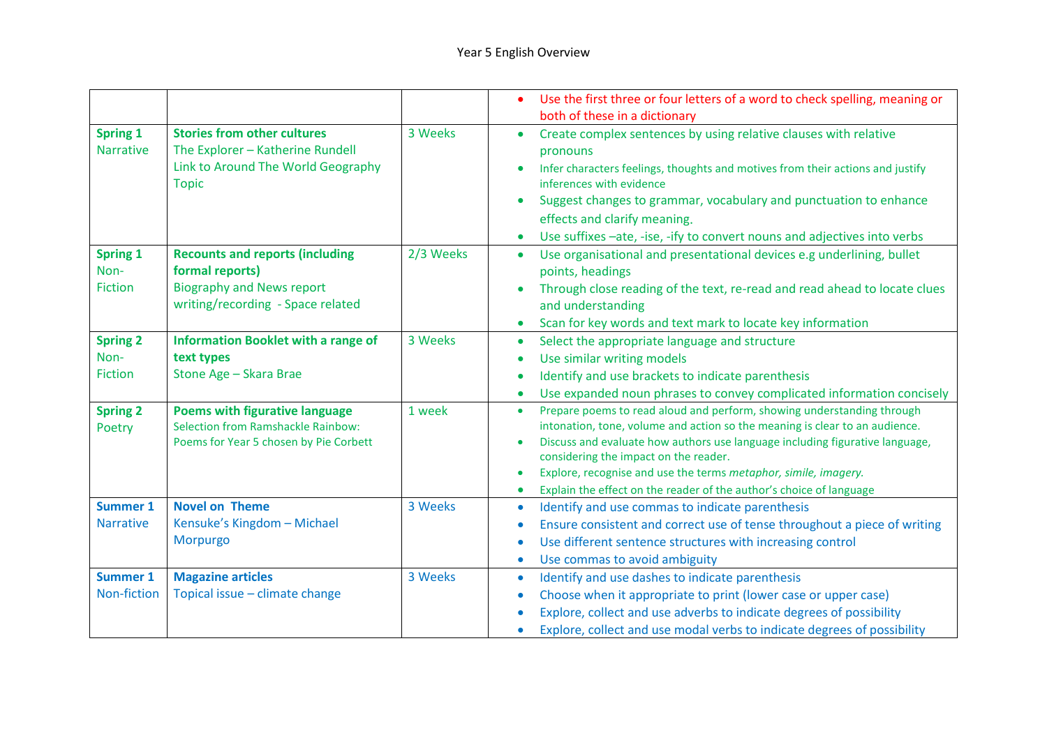Year 5 English Overview

| | | | |
|---|---|---|---|
| | | | • Use the first three or four letters of a word to check spelling, meaning or both of these in a dictionary |
| **Spring 1** Narrative | **Stories from other cultures** The Explorer – Katherine Rundell Link to Around The World Geography Topic | 3 Weeks | • Create complex sentences by using relative clauses with relative pronouns<br>• Infer characters feelings, thoughts and motives from their actions and justify inferences with evidence<br>• Suggest changes to grammar, vocabulary and punctuation to enhance effects and clarify meaning.<br>• Use suffixes –ate, -ise, -ify to convert nouns and adjectives into verbs |
| **Spring 1** Non-Fiction | **Recounts and reports (including formal reports)** Biography and News report writing/recording - Space related | 2/3 Weeks | • Use organisational and presentational devices e.g underlining, bullet points, headings<br>• Through close reading of the text, re-read and read ahead to locate clues and understanding<br>• Scan for key words and text mark to locate key information |
| **Spring 2** Non-Fiction | **Information Booklet with a range of text types** Stone Age – Skara Brae | 3 Weeks | • Select the appropriate language and structure<br>• Use similar writing models<br>• Identify and use brackets to indicate parenthesis<br>• Use expanded noun phrases to convey complicated information concisely |
| **Spring 2** Poetry | **Poems with figurative language** Selection from Ramshackle Rainbow: Poems for Year 5 chosen by Pie Corbett | 1 week | • Prepare poems to read aloud and perform, showing understanding through intonation, tone, volume and action so the meaning is clear to an audience.<br>• Discuss and evaluate how authors use language including figurative language, considering the impact on the reader.<br>• Explore, recognise and use the terms *metaphor, simile, imagery.*<br>• Explain the effect on the reader of the author's choice of language |
| **Summer 1** Narrative | **Novel on Theme** Kensuke's Kingdom – Michael Morpurgo | 3 Weeks | • Identify and use commas to indicate parenthesis<br>• Ensure consistent and correct use of tense throughout a piece of writing<br>• Use different sentence structures with increasing control<br>• Use commas to avoid ambiguity |
| **Summer 1** Non-fiction | **Magazine articles** Topical issue – climate change | 3 Weeks | • Identify and use dashes to indicate parenthesis<br>• Choose when it appropriate to print (lower case or upper case)<br>• Explore, collect and use adverbs to indicate degrees of possibility<br>• Explore, collect and use modal verbs to indicate degrees of possibility |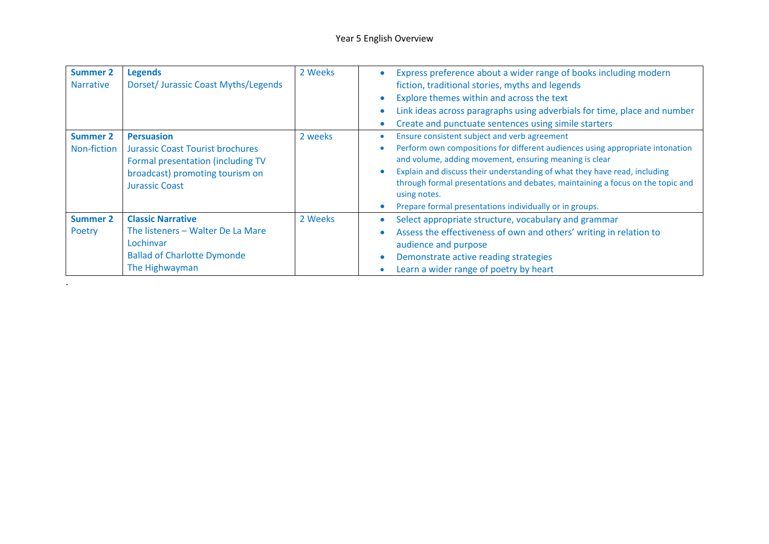Year 5 English Overview

| | | | |
|---|---|---|---|
| **Summer 2** Narrative | **Legends** Dorset/ Jurassic Coast Myths/Legends | 2 Weeks | • Express preference about a wider range of books including modern fiction, traditional stories, myths and legends<br>• Explore themes within and across the text<br>• Link ideas across paragraphs using adverbials for time, place and number<br>• Create and punctuate sentences using simile starters |
| **Summer 2** Non-fiction | **Persuasion** Jurassic Coast Tourist brochures<br>Formal presentation (including TV broadcast) promoting tourism on Jurassic Coast | 2 weeks | • Ensure consistent subject and verb agreement<br>• Perform own compositions for different audiences using appropriate intonation and volume, adding movement, ensuring meaning is clear<br>• Explain and discuss their understanding of what they have read, including through formal presentations and debates, maintaining a focus on the topic and using notes.<br>• Prepare formal presentations individually or in groups. |
| **Summer 2** Poetry | **Classic Narrative** The listeners – Walter De La Mare<br>Lochinvar<br>Ballad of Charlotte Dymonde<br>The Highwayman | 2 Weeks | • Select appropriate structure, vocabulary and grammar<br>• Assess the effectiveness of own and others' writing in relation to audience and purpose<br>• Demonstrate active reading strategies<br>• Learn a wider range of poetry by heart |

.